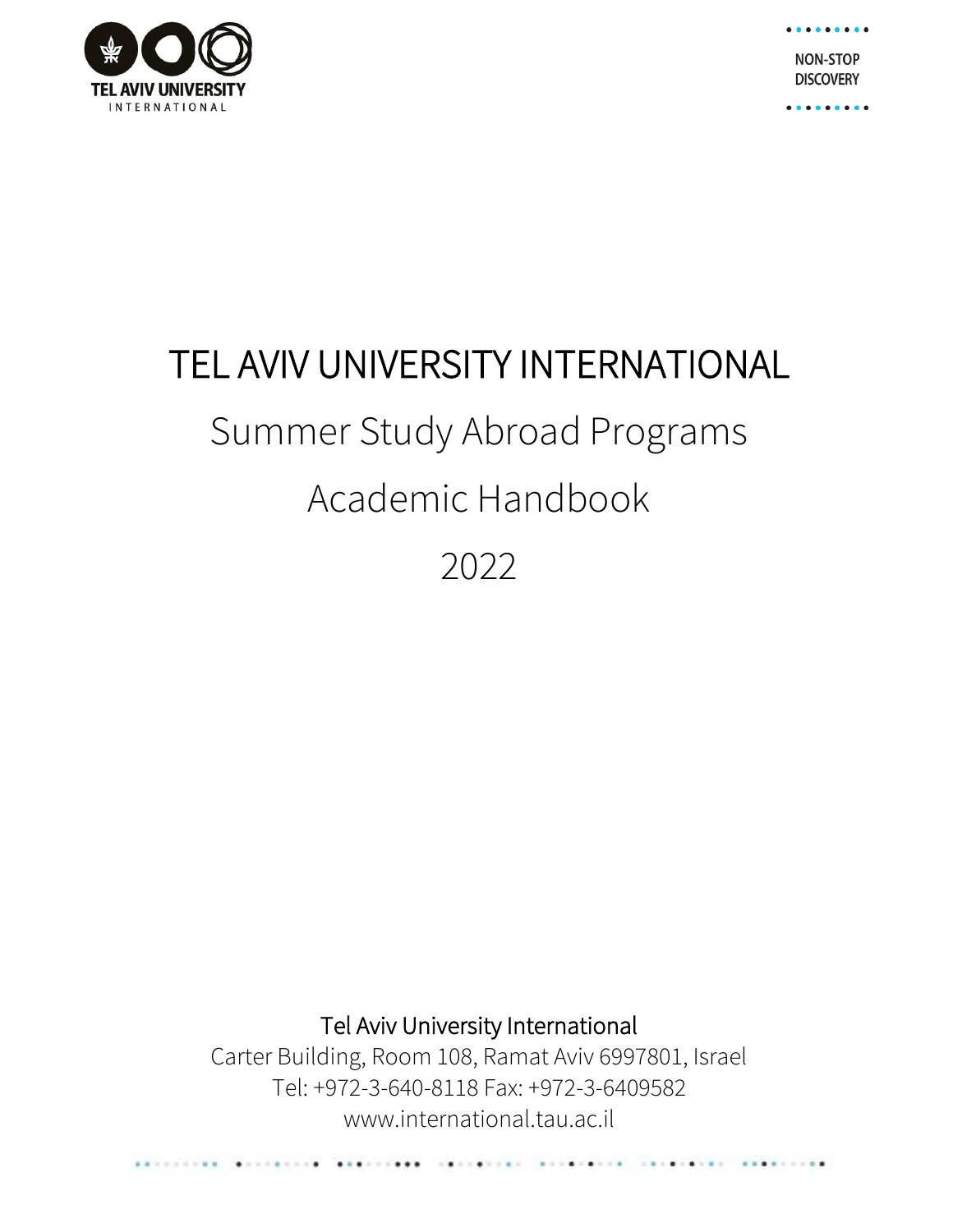TEL AVIV UNIVERSITY INTERNATIONAL

NON-STOP DISCOVERY

# TEL AVIV UNIVERSITY INTERNATIONAL

## Summer Study Abroad Programs

## Academic Handbook

## 2022

Tel Aviv University International

Carter Building, Room 108, Ramat Aviv 6997801, Israel

Tel: +972-3-640-8118 Fax: +972-3-6409582

www.international.tau.ac.il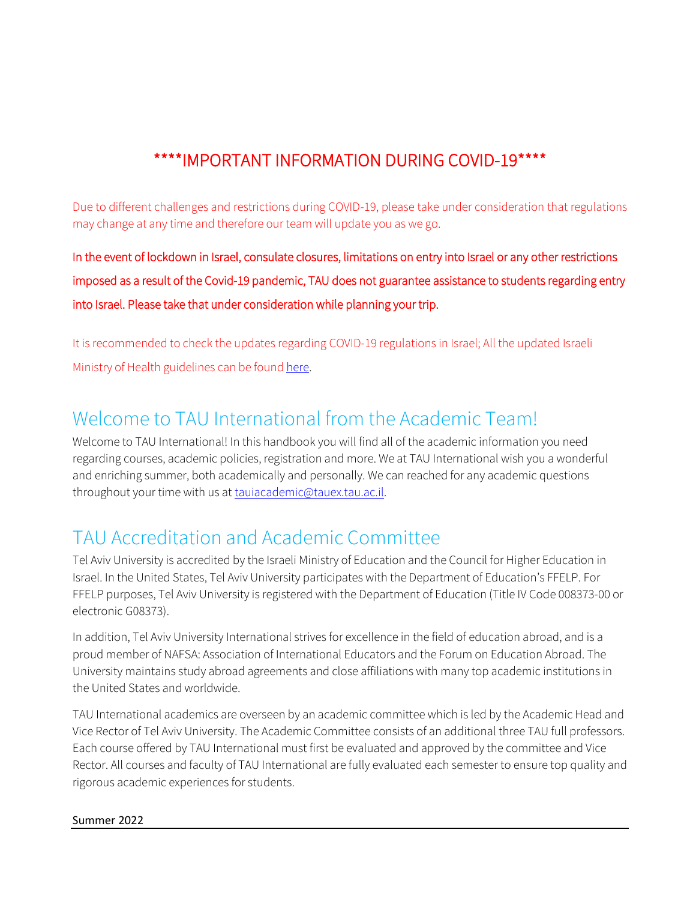## ****IMPORTANT INFORMATION DURING COVID-19****

Due to different challenges and restrictions during COVID-19, please take under consideration that regulations may change at any time and therefore our team will update you as we go.

In the event of lockdown in Israel, consulate closures, limitations on entry into Israel or any other restrictions imposed as a result of the Covid-19 pandemic, TAU does not guarantee assistance to students regarding entry into Israel. Please take that under consideration while planning your trip.

It is recommended to check the updates regarding COVID-19 regulations in Israel; All the updated Israeli Ministry of Health guidelines can be found here.

# Welcome to TAU International from the Academic Team!

Welcome to TAU International! In this handbook you will find all of the academic information you need regarding courses, academic policies, registration and more. We at TAU International wish you a wonderful and enriching summer, both academically and personally. We can reached for any academic questions throughout your time with us at tauiacademic@tauex.tau.ac.il.

# TAU Accreditation and Academic Committee

Tel Aviv University is accredited by the Israeli Ministry of Education and the Council for Higher Education in Israel. In the United States, Tel Aviv University participates with the Department of Education's FFELP. For FFELP purposes, Tel Aviv University is registered with the Department of Education (Title IV Code 008373-00 or electronic G08373).

In addition, Tel Aviv University International strives for excellence in the field of education abroad, and is a proud member of NAFSA: Association of International Educators and the Forum on Education Abroad. The University maintains study abroad agreements and close affiliations with many top academic institutions in the United States and worldwide.

TAU International academics are overseen by an academic committee which is led by the Academic Head and Vice Rector of Tel Aviv University. The Academic Committee consists of an additional three TAU full professors. Each course offered by TAU International must first be evaluated and approved by the committee and Vice Rector. All courses and faculty of TAU International are fully evaluated each semester to ensure top quality and rigorous academic experiences for students.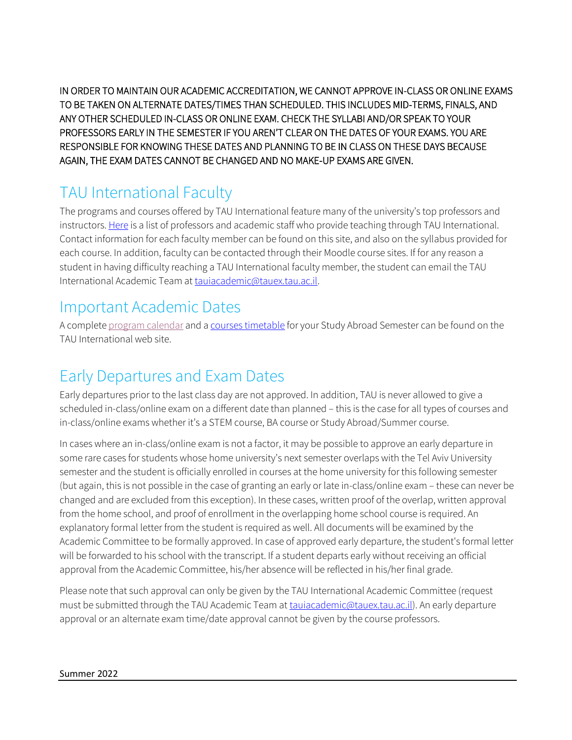IN ORDER TO MAINTAIN OUR ACADEMIC ACCREDITATION, WE CANNOT APPROVE IN-CLASS OR ONLINE EXAMS TO BE TAKEN ON ALTERNATE DATES/TIMES THAN SCHEDULED. THIS INCLUDES MID-TERMS, FINALS, AND ANY OTHER SCHEDULED IN-CLASS OR ONLINE EXAM. CHECK THE SYLLABI AND/OR SPEAK TO YOUR PROFESSORS EARLY IN THE SEMESTER IF YOU AREN'T CLEAR ON THE DATES OF YOUR EXAMS. YOU ARE RESPONSIBLE FOR KNOWING THESE DATES AND PLANNING TO BE IN CLASS ON THESE DAYS BECAUSE AGAIN, THE EXAM DATES CANNOT BE CHANGED AND NO MAKE-UP EXAMS ARE GIVEN.

## TAU International Faculty

The programs and courses offered by TAU International feature many of the university's top professors and instructors. Here is a list of professors and academic staff who provide teaching through TAU International. Contact information for each faculty member can be found on this site, and also on the syllabus provided for each course. In addition, faculty can be contacted through their Moodle course sites. If for any reason a student in having difficulty reaching a TAU International faculty member, the student can email the TAU International Academic Team at tauiacademic@tauex.tau.ac.il.

## Important Academic Dates

A complete program calendar and a courses timetable for your Study Abroad Semester can be found on the TAU International web site.

## Early Departures and Exam Dates

Early departures prior to the last class day are not approved. In addition, TAU is never allowed to give a scheduled in-class/online exam on a different date than planned – this is the case for all types of courses and in-class/online exams whether it's a STEM course, BA course or Study Abroad/Summer course.

In cases where an in-class/online exam is not a factor, it may be possible to approve an early departure in some rare cases for students whose home university's next semester overlaps with the Tel Aviv University semester and the student is officially enrolled in courses at the home university for this following semester (but again, this is not possible in the case of granting an early or late in-class/online exam – these can never be changed and are excluded from this exception). In these cases, written proof of the overlap, written approval from the home school, and proof of enrollment in the overlapping home school course is required. An explanatory formal letter from the student is required as well. All documents will be examined by the Academic Committee to be formally approved. In case of approved early departure, the student's formal letter will be forwarded to his school with the transcript. If a student departs early without receiving an official approval from the Academic Committee, his/her absence will be reflected in his/her final grade.

Please note that such approval can only be given by the TAU International Academic Committee (request must be submitted through the TAU Academic Team at tauiacademic@tauex.tau.ac.il). An early departure approval or an alternate exam time/date approval cannot be given by the course professors.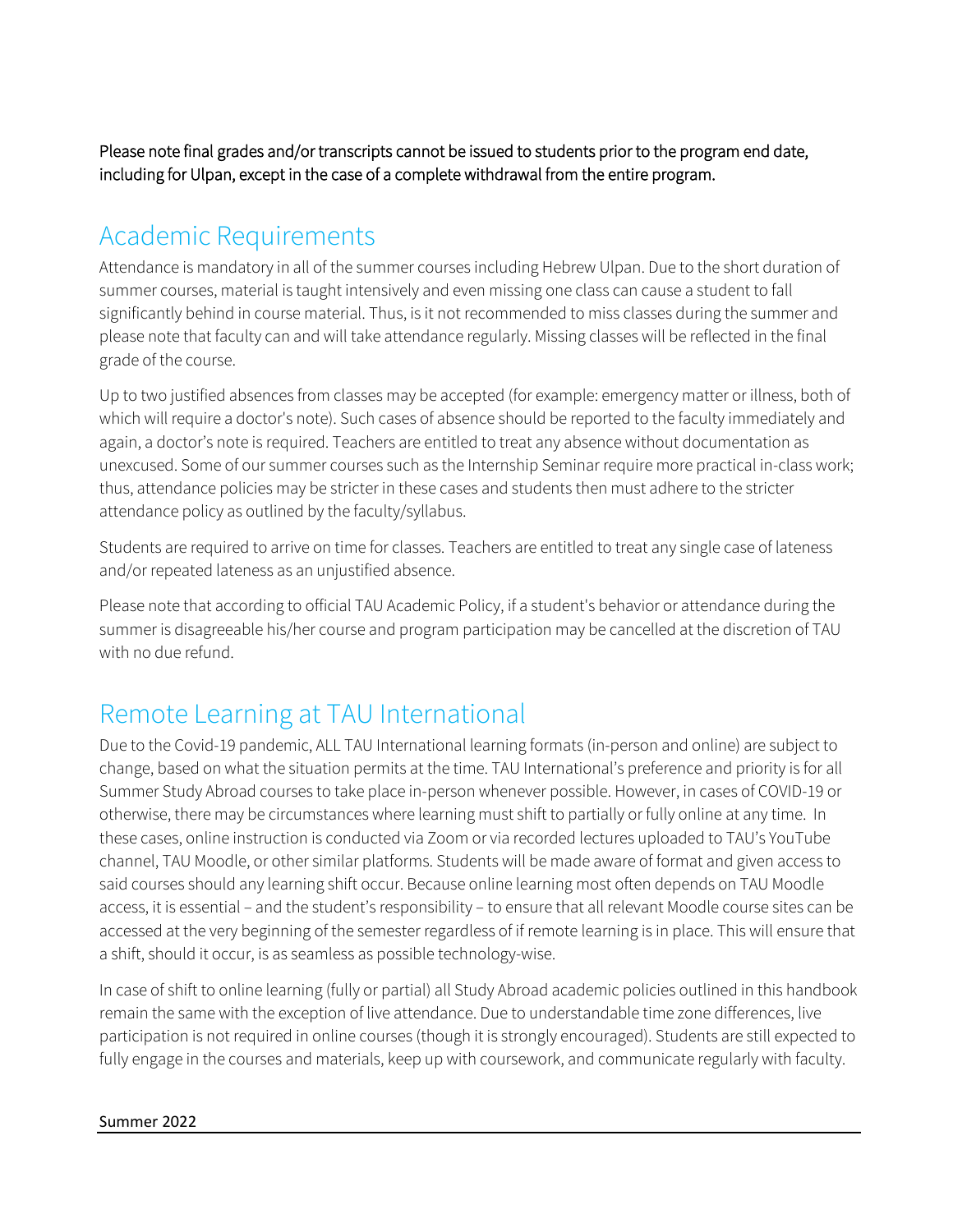Please note final grades and/or transcripts cannot be issued to students prior to the program end date, including for Ulpan, except in the case of a complete withdrawal from the entire program.

## Academic Requirements

Attendance is mandatory in all of the summer courses including Hebrew Ulpan. Due to the short duration of summer courses, material is taught intensively and even missing one class can cause a student to fall significantly behind in course material. Thus, is it not recommended to miss classes during the summer and please note that faculty can and will take attendance regularly. Missing classes will be reflected in the final grade of the course.

Up to two justified absences from classes may be accepted (for example: emergency matter or illness, both of which will require a doctor's note). Such cases of absence should be reported to the faculty immediately and again, a doctor's note is required. Teachers are entitled to treat any absence without documentation as unexcused. Some of our summer courses such as the Internship Seminar require more practical in-class work; thus, attendance policies may be stricter in these cases and students then must adhere to the stricter attendance policy as outlined by the faculty/syllabus.

Students are required to arrive on time for classes. Teachers are entitled to treat any single case of lateness and/or repeated lateness as an unjustified absence.

Please note that according to official TAU Academic Policy, if a student's behavior or attendance during the summer is disagreeable his/her course and program participation may be cancelled at the discretion of TAU with no due refund.

## Remote Learning at TAU International

Due to the Covid-19 pandemic, ALL TAU International learning formats (in-person and online) are subject to change, based on what the situation permits at the time. TAU International's preference and priority is for all Summer Study Abroad courses to take place in-person whenever possible. However, in cases of COVID-19 or otherwise, there may be circumstances where learning must shift to partially or fully online at any time. In these cases, online instruction is conducted via Zoom or via recorded lectures uploaded to TAU's YouTube channel, TAU Moodle, or other similar platforms. Students will be made aware of format and given access to said courses should any learning shift occur. Because online learning most often depends on TAU Moodle access, it is essential – and the student's responsibility – to ensure that all relevant Moodle course sites can be accessed at the very beginning of the semester regardless of if remote learning is in place. This will ensure that a shift, should it occur, is as seamless as possible technology-wise.

In case of shift to online learning (fully or partial) all Study Abroad academic policies outlined in this handbook remain the same with the exception of live attendance. Due to understandable time zone differences, live participation is not required in online courses (though it is strongly encouraged). Students are still expected to fully engage in the courses and materials, keep up with coursework, and communicate regularly with faculty.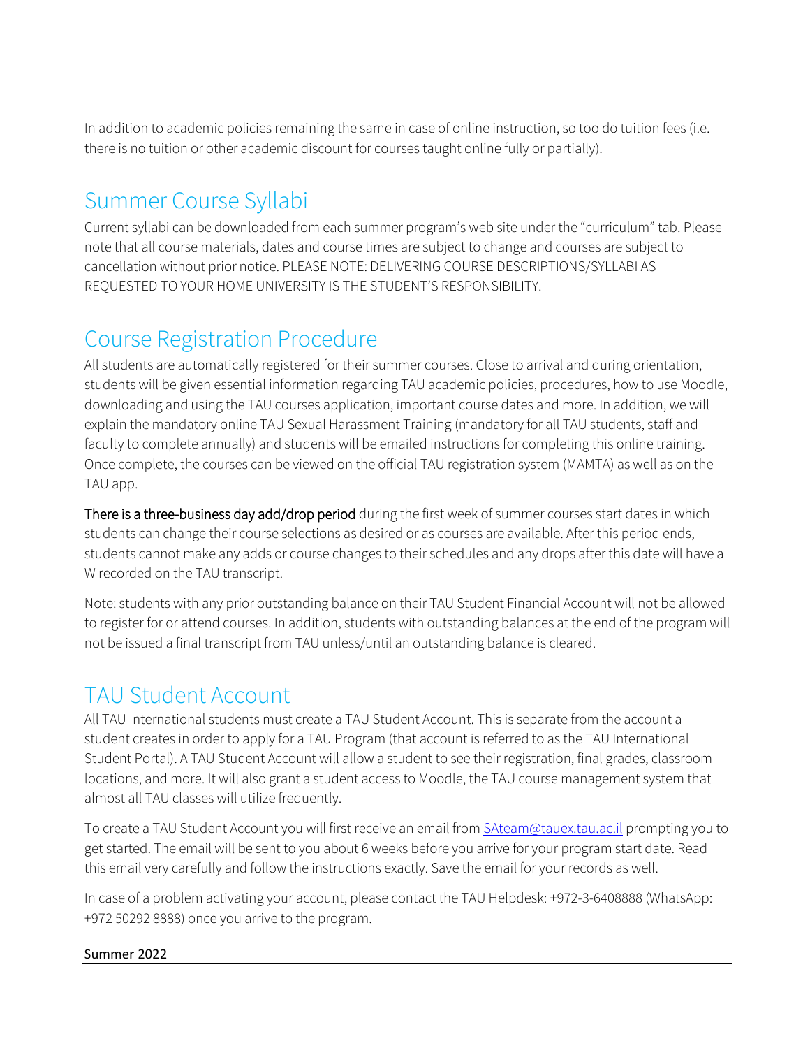In addition to academic policies remaining the same in case of online instruction, so too do tuition fees (i.e. there is no tuition or other academic discount for courses taught online fully or partially).

## Summer Course Syllabi

Current syllabi can be downloaded from each summer program's web site under the "curriculum" tab. Please note that all course materials, dates and course times are subject to change and courses are subject to cancellation without prior notice. PLEASE NOTE: DELIVERING COURSE DESCRIPTIONS/SYLLABI AS REQUESTED TO YOUR HOME UNIVERSITY IS THE STUDENT'S RESPONSIBILITY.

## Course Registration Procedure

All students are automatically registered for their summer courses. Close to arrival and during orientation, students will be given essential information regarding TAU academic policies, procedures, how to use Moodle, downloading and using the TAU courses application, important course dates and more. In addition, we will explain the mandatory online TAU Sexual Harassment Training (mandatory for all TAU students, staff and faculty to complete annually) and students will be emailed instructions for completing this online training. Once complete, the courses can be viewed on the official TAU registration system (MAMTA) as well as on the TAU app.

**There is a three-business day add/drop period** during the first week of summer courses start dates in which students can change their course selections as desired or as courses are available. After this period ends, students cannot make any adds or course changes to their schedules and any drops after this date will have a W recorded on the TAU transcript.

Note: students with any prior outstanding balance on their TAU Student Financial Account will not be allowed to register for or attend courses. In addition, students with outstanding balances at the end of the program will not be issued a final transcript from TAU unless/until an outstanding balance is cleared.

## TAU Student Account

All TAU International students must create a TAU Student Account. This is separate from the account a student creates in order to apply for a TAU Program (that account is referred to as the TAU International Student Portal). A TAU Student Account will allow a student to see their registration, final grades, classroom locations, and more. It will also grant a student access to Moodle, the TAU course management system that almost all TAU classes will utilize frequently.

To create a TAU Student Account you will first receive an email from SAteam@tauex.tau.ac.il prompting you to get started. The email will be sent to you about 6 weeks before you arrive for your program start date. Read this email very carefully and follow the instructions exactly. Save the email for your records as well.

In case of a problem activating your account, please contact the TAU Helpdesk: +972-3-6408888 (WhatsApp: +972 50292 8888) once you arrive to the program.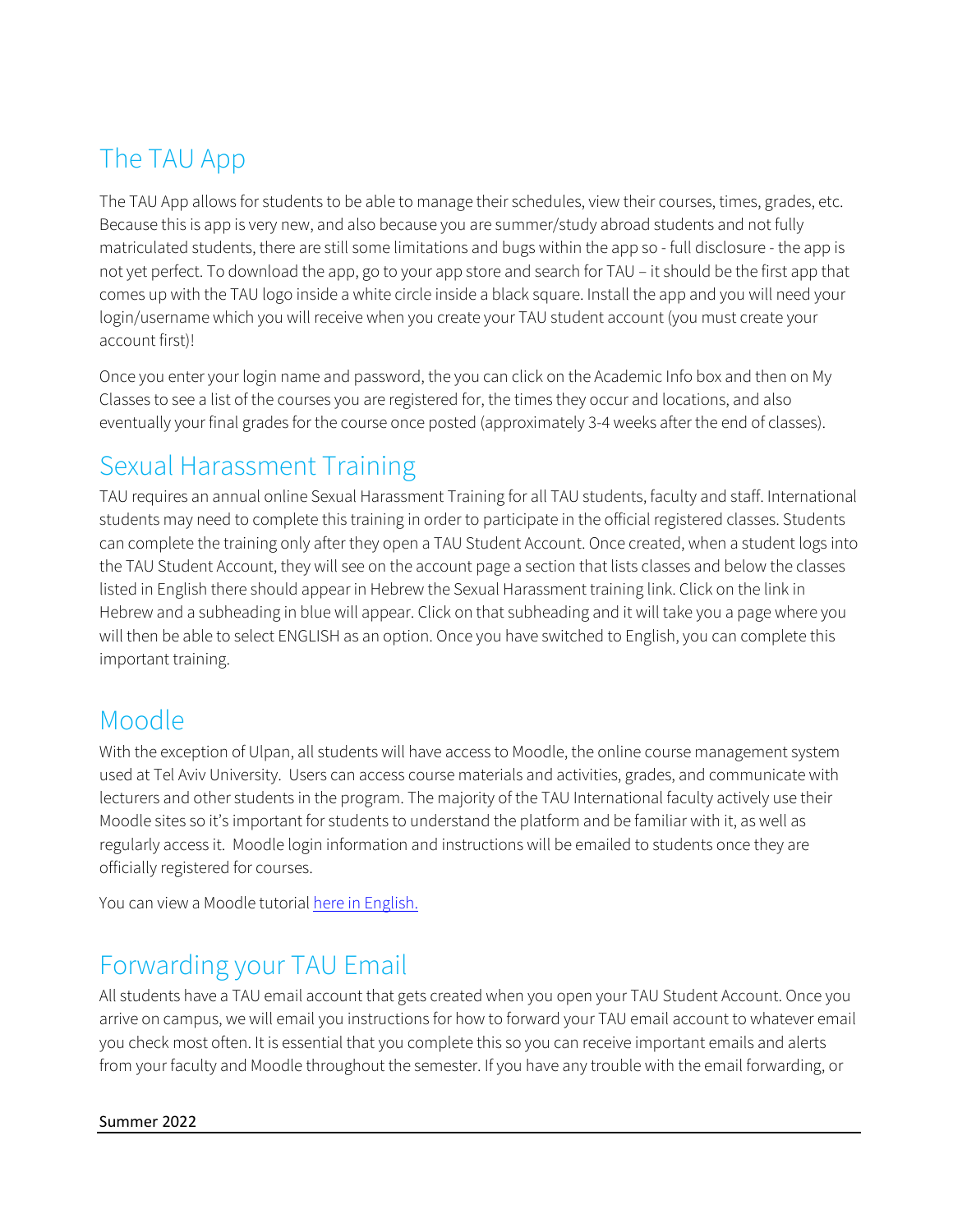## The TAU App

The TAU App allows for students to be able to manage their schedules, view their courses, times, grades, etc. Because this is app is very new, and also because you are summer/study abroad students and not fully matriculated students, there are still some limitations and bugs within the app so - full disclosure - the app is not yet perfect. To download the app, go to your app store and search for TAU – it should be the first app that comes up with the TAU logo inside a white circle inside a black square. Install the app and you will need your login/username which you will receive when you create your TAU student account (you must create your account first)!

Once you enter your login name and password, the you can click on the Academic Info box and then on My Classes to see a list of the courses you are registered for, the times they occur and locations, and also eventually your final grades for the course once posted (approximately 3-4 weeks after the end of classes).

## Sexual Harassment Training

TAU requires an annual online Sexual Harassment Training for all TAU students, faculty and staff. International students may need to complete this training in order to participate in the official registered classes. Students can complete the training only after they open a TAU Student Account. Once created, when a student logs into the TAU Student Account, they will see on the account page a section that lists classes and below the classes listed in English there should appear in Hebrew the Sexual Harassment training link. Click on the link in Hebrew and a subheading in blue will appear. Click on that subheading and it will take you a page where you will then be able to select ENGLISH as an option. Once you have switched to English, you can complete this important training.

## Moodle

With the exception of Ulpan, all students will have access to Moodle, the online course management system used at Tel Aviv University. Users can access course materials and activities, grades, and communicate with lecturers and other students in the program. The majority of the TAU International faculty actively use their Moodle sites so it's important for students to understand the platform and be familiar with it, as well as regularly access it. Moodle login information and instructions will be emailed to students once they are officially registered for courses.

You can view a Moodle tutorial here in English.

## Forwarding your TAU Email

All students have a TAU email account that gets created when you open your TAU Student Account. Once you arrive on campus, we will email you instructions for how to forward your TAU email account to whatever email you check most often. It is essential that you complete this so you can receive important emails and alerts from your faculty and Moodle throughout the semester. If you have any trouble with the email forwarding, or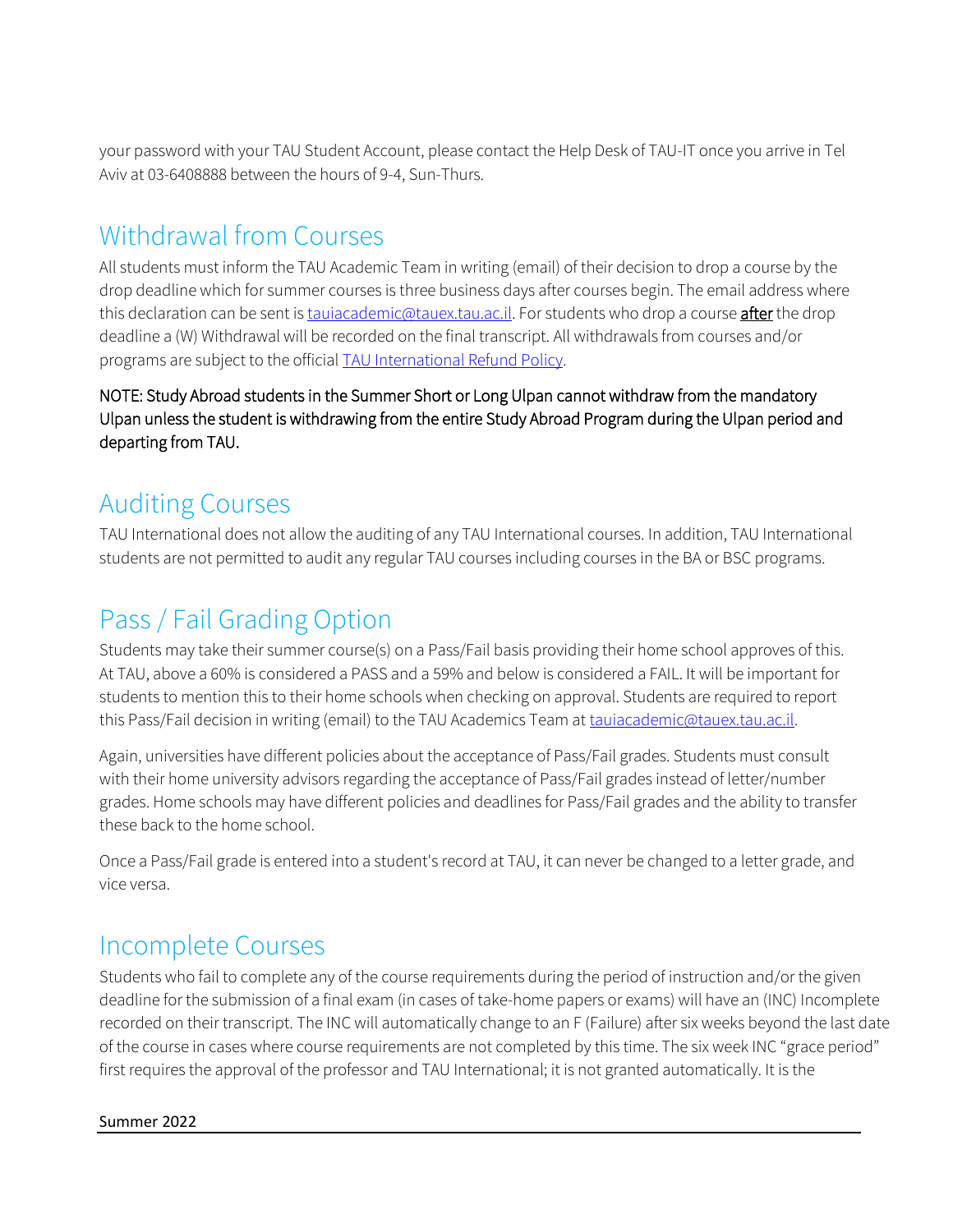your password with your TAU Student Account, please contact the Help Desk of TAU-IT once you arrive in Tel Aviv at 03-6408888 between the hours of 9-4, Sun-Thurs.

## Withdrawal from Courses

All students must inform the TAU Academic Team in writing (email) of their decision to drop a course by the drop deadline which for summer courses is three business days after courses begin. The email address where this declaration can be sent is [tauiacademic@tauex.tau.ac.il](mailto:tauiacademic@tauex.tau.ac.il). For students who drop a course **after** the drop deadline a (W) Withdrawal will be recorded on the final transcript. All withdrawals from courses and/or programs are subject to the official [TAU International Refund Policy](#).

NOTE: Study Abroad students in the Summer Short or Long Ulpan cannot withdraw from the mandatory Ulpan unless the student is withdrawing from the entire Study Abroad Program during the Ulpan period and departing from TAU.

## Auditing Courses

TAU International does not allow the auditing of any TAU International courses. In addition, TAU International students are not permitted to audit any regular TAU courses including courses in the BA or BSC programs.

## Pass / Fail Grading Option

Students may take their summer course(s) on a Pass/Fail basis providing their home school approves of this. At TAU, above a 60% is considered a PASS and a 59% and below is considered a FAIL. It will be important for students to mention this to their home schools when checking on approval. Students are required to report this Pass/Fail decision in writing (email) to the TAU Academics Team at [tauiacademic@tauex.tau.ac.il](mailto:tauiacademic@tauex.tau.ac.il).

Again, universities have different policies about the acceptance of Pass/Fail grades. Students must consult with their home university advisors regarding the acceptance of Pass/Fail grades instead of letter/number grades. Home schools may have different policies and deadlines for Pass/Fail grades and the ability to transfer these back to the home school.

Once a Pass/Fail grade is entered into a student's record at TAU, it can never be changed to a letter grade, and vice versa.

## Incomplete Courses

Students who fail to complete any of the course requirements during the period of instruction and/or the given deadline for the submission of a final exam (in cases of take-home papers or exams) will have an (INC) Incomplete recorded on their transcript. The INC will automatically change to an F (Failure) after six weeks beyond the last date of the course in cases where course requirements are not completed by this time. The six week INC "grace period" first requires the approval of the professor and TAU International; it is not granted automatically. It is the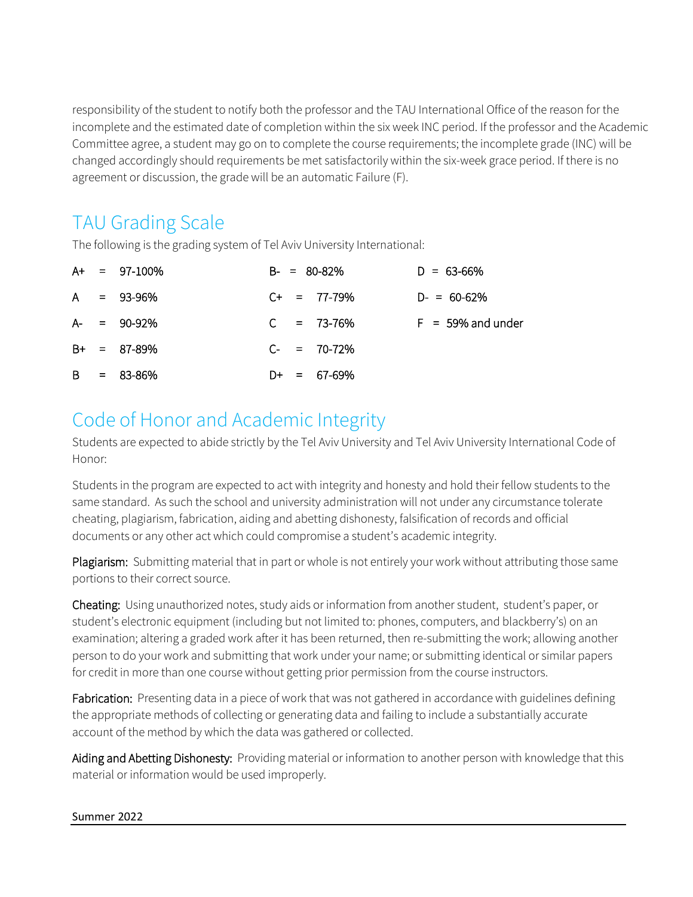responsibility of the student to notify both the professor and the TAU International Office of the reason for the incomplete and the estimated date of completion within the six week INC period. If the professor and the Academic Committee agree, a student may go on to complete the course requirements; the incomplete grade (INC) will be changed accordingly should requirements be met satisfactorily within the six-week grace period. If there is no agreement or discussion, the grade will be an automatic Failure (F).

## TAU Grading Scale

The following is the grading system of Tel Aviv University International:

| | | |
|---|---|---|
| A+ = 97-100% | B- = 80-82% | D = 63-66% |
| A = 93-96% | C+ = 77-79% | D- = 60-62% |
| A- = 90-92% | C = 73-76% | F = 59% and under |
| B+ = 87-89% | C- = 70-72% | |
| B = 83-86% | D+ = 67-69% | |

## Code of Honor and Academic Integrity

Students are expected to abide strictly by the Tel Aviv University and Tel Aviv University International Code of Honor:

Students in the program are expected to act with integrity and honesty and hold their fellow students to the same standard. As such the school and university administration will not under any circumstance tolerate cheating, plagiarism, fabrication, aiding and abetting dishonesty, falsification of records and official documents or any other act which could compromise a student's academic integrity.

**Plagiarism:** Submitting material that in part or whole is not entirely your work without attributing those same portions to their correct source.

**Cheating:** Using unauthorized notes, study aids or information from another student, student's paper, or student's electronic equipment (including but not limited to: phones, computers, and blackberry's) on an examination; altering a graded work after it has been returned, then re-submitting the work; allowing another person to do your work and submitting that work under your name; or submitting identical or similar papers for credit in more than one course without getting prior permission from the course instructors.

**Fabrication:** Presenting data in a piece of work that was not gathered in accordance with guidelines defining the appropriate methods of collecting or generating data and failing to include a substantially accurate account of the method by which the data was gathered or collected.

**Aiding and Abetting Dishonesty:** Providing material or information to another person with knowledge that this material or information would be used improperly.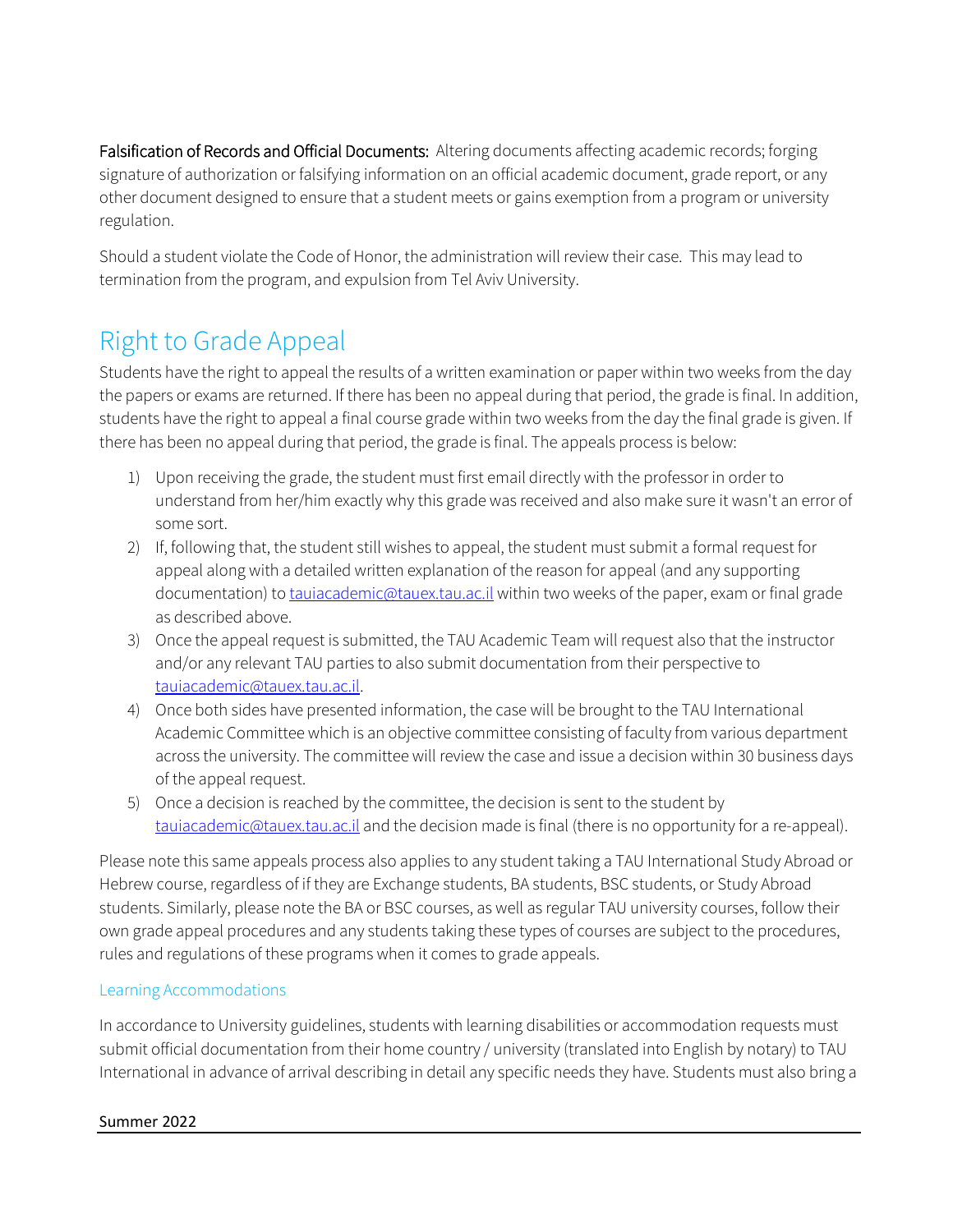**Falsification of Records and Official Documents:** Altering documents affecting academic records; forging signature of authorization or falsifying information on an official academic document, grade report, or any other document designed to ensure that a student meets or gains exemption from a program or university regulation.

Should a student violate the Code of Honor, the administration will review their case. This may lead to termination from the program, and expulsion from Tel Aviv University.

## Right to Grade Appeal

Students have the right to appeal the results of a written examination or paper within two weeks from the day the papers or exams are returned. If there has been no appeal during that period, the grade is final. In addition, students have the right to appeal a final course grade within two weeks from the day the final grade is given. If there has been no appeal during that period, the grade is final. The appeals process is below:

1) Upon receiving the grade, the student must first email directly with the professor in order to understand from her/him exactly why this grade was received and also make sure it wasn't an error of some sort.
2) If, following that, the student still wishes to appeal, the student must submit a formal request for appeal along with a detailed written explanation of the reason for appeal (and any supporting documentation) to tauiacademic@tauex.tau.ac.il within two weeks of the paper, exam or final grade as described above.
3) Once the appeal request is submitted, the TAU Academic Team will request also that the instructor and/or any relevant TAU parties to also submit documentation from their perspective to tauiacademic@tauex.tau.ac.il.
4) Once both sides have presented information, the case will be brought to the TAU International Academic Committee which is an objective committee consisting of faculty from various department across the university. The committee will review the case and issue a decision within 30 business days of the appeal request.
5) Once a decision is reached by the committee, the decision is sent to the student by tauiacademic@tauex.tau.ac.il and the decision made is final (there is no opportunity for a re-appeal).

Please note this same appeals process also applies to any student taking a TAU International Study Abroad or Hebrew course, regardless of if they are Exchange students, BA students, BSC students, or Study Abroad students. Similarly, please note the BA or BSC courses, as well as regular TAU university courses, follow their own grade appeal procedures and any students taking these types of courses are subject to the procedures, rules and regulations of these programs when it comes to grade appeals.

### Learning Accommodations

In accordance to University guidelines, students with learning disabilities or accommodation requests must submit official documentation from their home country / university (translated into English by notary) to TAU International in advance of arrival describing in detail any specific needs they have. Students must also bring a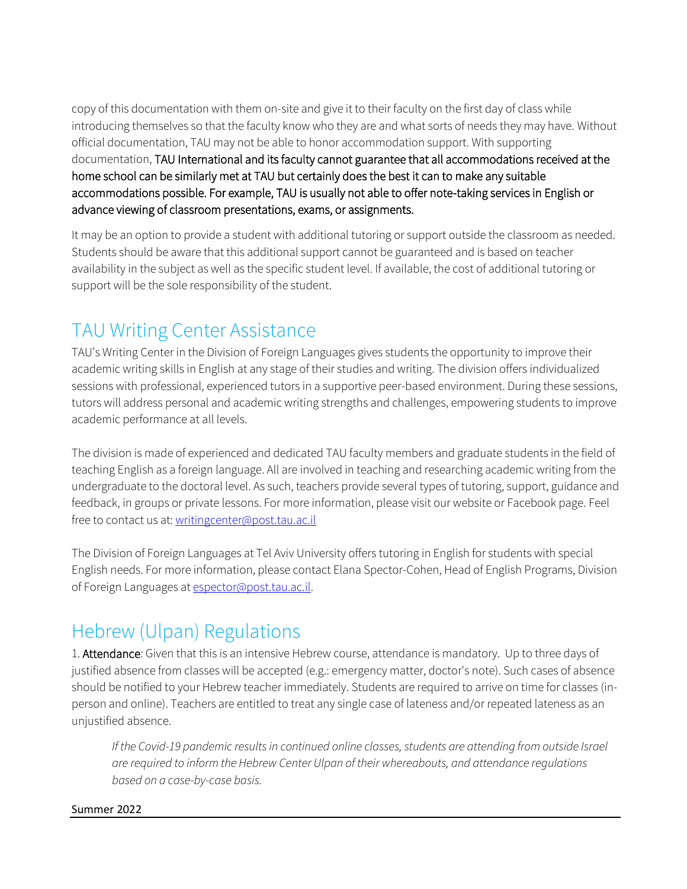copy of this documentation with them on-site and give it to their faculty on the first day of class while introducing themselves so that the faculty know who they are and what sorts of needs they may have. Without official documentation, TAU may not be able to honor accommodation support. With supporting documentation, TAU International and its faculty cannot guarantee that all accommodations received at the home school can be similarly met at TAU but certainly does the best it can to make any suitable accommodations possible. For example, TAU is usually not able to offer note-taking services in English or advance viewing of classroom presentations, exams, or assignments.

It may be an option to provide a student with additional tutoring or support outside the classroom as needed. Students should be aware that this additional support cannot be guaranteed and is based on teacher availability in the subject as well as the specific student level. If available, the cost of additional tutoring or support will be the sole responsibility of the student.

## TAU Writing Center Assistance

TAU's Writing Center in the Division of Foreign Languages gives students the opportunity to improve their academic writing skills in English at any stage of their studies and writing. The division offers individualized sessions with professional, experienced tutors in a supportive peer-based environment. During these sessions, tutors will address personal and academic writing strengths and challenges, empowering students to improve academic performance at all levels.

The division is made of experienced and dedicated TAU faculty members and graduate students in the field of teaching English as a foreign language. All are involved in teaching and researching academic writing from the undergraduate to the doctoral level. As such, teachers provide several types of tutoring, support, guidance and feedback, in groups or private lessons. For more information, please visit our website or Facebook page. Feel free to contact us at: writingcenter@post.tau.ac.il

The Division of Foreign Languages at Tel Aviv University offers tutoring in English for students with special English needs. For more information, please contact Elana Spector-Cohen, Head of English Programs, Division of Foreign Languages at espector@post.tau.ac.il.

## Hebrew (Ulpan) Regulations

1. **Attendance**: Given that this is an intensive Hebrew course, attendance is mandatory. Up to three days of justified absence from classes will be accepted (e.g.: emergency matter, doctor's note). Such cases of absence should be notified to your Hebrew teacher immediately. Students are required to arrive on time for classes (in-person and online). Teachers are entitled to treat any single case of lateness and/or repeated lateness as an unjustified absence.

> *If the Covid-19 pandemic results in continued online classes, students are attending from outside Israel are required to inform the Hebrew Center Ulpan of their whereabouts, and attendance regulations based on a case-by-case basis.*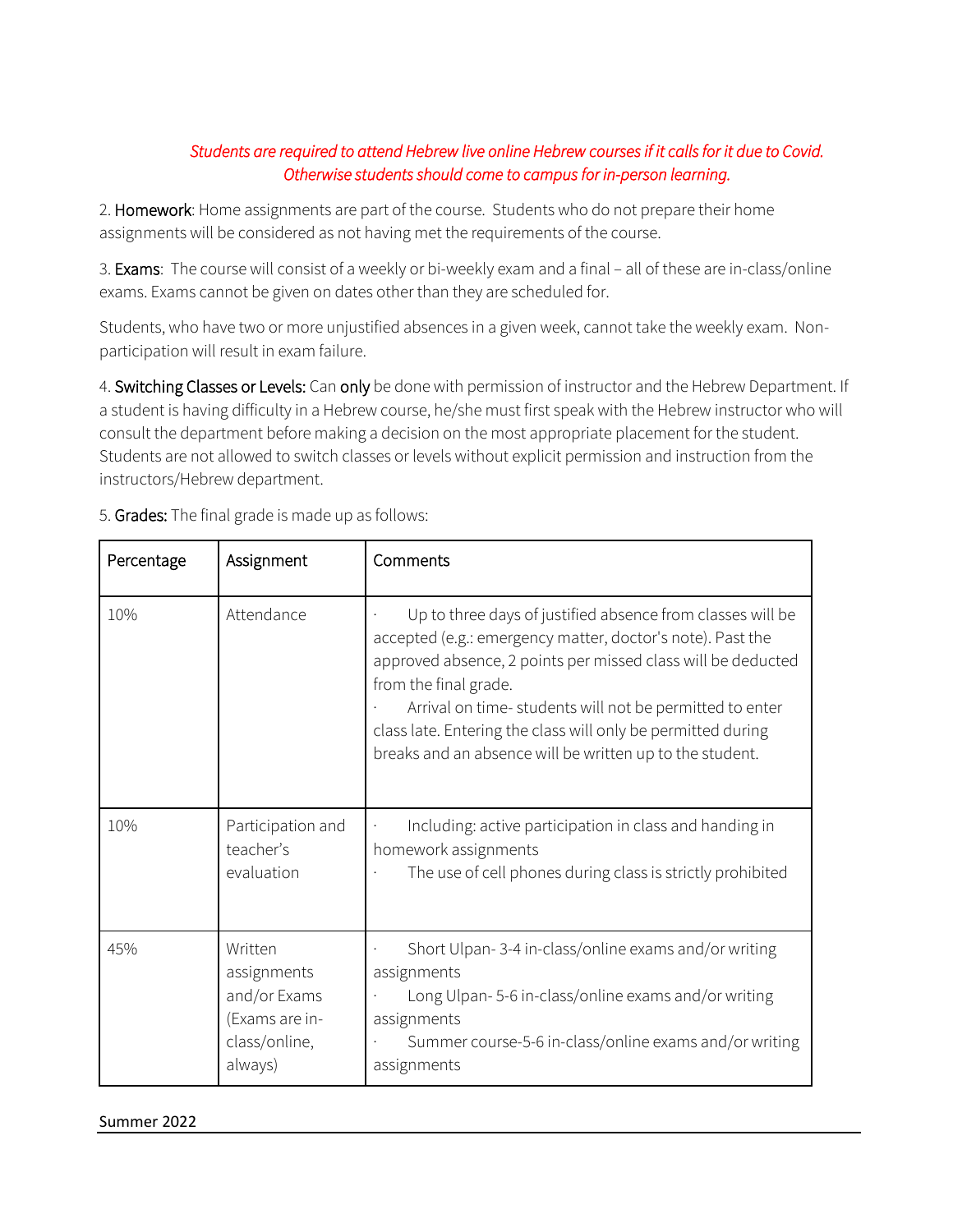*Students are required to attend Hebrew live online Hebrew courses if it calls for it due to Covid. Otherwise students should come to campus for in-person learning.*

2. **Homework**: Home assignments are part of the course. Students who do not prepare their home assignments will be considered as not having met the requirements of the course.

3. **Exams**: The course will consist of a weekly or bi-weekly exam and a final – all of these are in-class/online exams. Exams cannot be given on dates other than they are scheduled for.

Students, who have two or more unjustified absences in a given week, cannot take the weekly exam. Non-participation will result in exam failure.

4. **Switching Classes or Levels:** Can **only** be done with permission of instructor and the Hebrew Department. If a student is having difficulty in a Hebrew course, he/she must first speak with the Hebrew instructor who will consult the department before making a decision on the most appropriate placement for the student. Students are not allowed to switch classes or levels without explicit permission and instruction from the instructors/Hebrew department.

5. **Grades:** The final grade is made up as follows:

| Percentage | Assignment | Comments |
| --- | --- | --- |
| 10% | Attendance | · Up to three days of justified absence from classes will be accepted (e.g.: emergency matter, doctor's note). Past the approved absence, 2 points per missed class will be deducted from the final grade.<br>· Arrival on time- students will not be permitted to enter class late. Entering the class will only be permitted during breaks and an absence will be written up to the student. |
| 10% | Participation and teacher's evaluation | · Including: active participation in class and handing in homework assignments<br>· The use of cell phones during class is strictly prohibited |
| 45% | Written assignments and/or Exams (Exams are in-class/online, always) | · Short Ulpan- 3-4 in-class/online exams and/or writing assignments<br>· Long Ulpan- 5-6 in-class/online exams and/or writing assignments<br>· Summer course-5-6 in-class/online exams and/or writing assignments |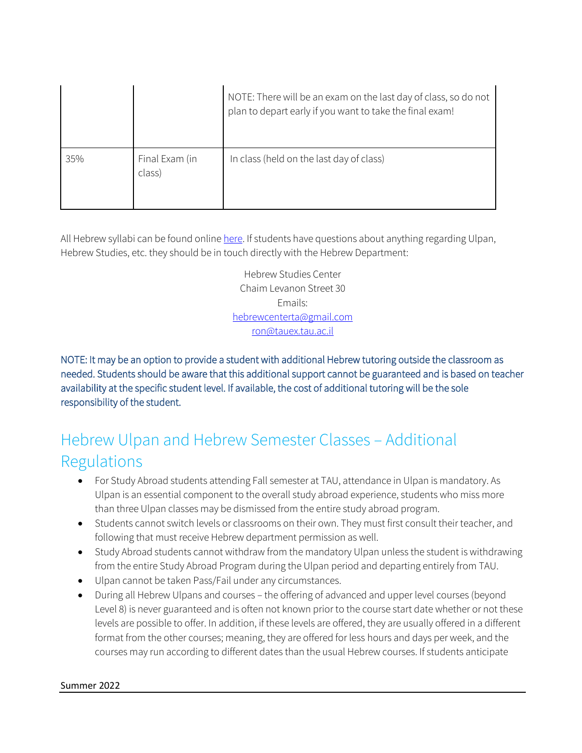| | | |
|---|---|---|
| | | NOTE: There will be an exam on the last day of class, so do not plan to depart early if you want to take the final exam! |
| 35% | Final Exam (in class) | In class (held on the last day of class) |

All Hebrew syllabi can be found online here. If students have questions about anything regarding Ulpan, Hebrew Studies, etc. they should be in touch directly with the Hebrew Department:

Hebrew Studies Center
Chaim Levanon Street 30
Emails:
hebrewcenterta@gmail.com
ron@tauex.tau.ac.il

NOTE: It may be an option to provide a student with additional Hebrew tutoring outside the classroom as needed. Students should be aware that this additional support cannot be guaranteed and is based on teacher availability at the specific student level. If available, the cost of additional tutoring will be the sole responsibility of the student.

## Hebrew Ulpan and Hebrew Semester Classes – Additional Regulations

- For Study Abroad students attending Fall semester at TAU, attendance in Ulpan is mandatory. As Ulpan is an essential component to the overall study abroad experience, students who miss more than three Ulpan classes may be dismissed from the entire study abroad program.
- Students cannot switch levels or classrooms on their own. They must first consult their teacher, and following that must receive Hebrew department permission as well.
- Study Abroad students cannot withdraw from the mandatory Ulpan unless the student is withdrawing from the entire Study Abroad Program during the Ulpan period and departing entirely from TAU.
- Ulpan cannot be taken Pass/Fail under any circumstances.
- During all Hebrew Ulpans and courses – the offering of advanced and upper level courses (beyond Level 8) is never guaranteed and is often not known prior to the course start date whether or not these levels are possible to offer. In addition, if these levels are offered, they are usually offered in a different format from the other courses; meaning, they are offered for less hours and days per week, and the courses may run according to different dates than the usual Hebrew courses. If students anticipate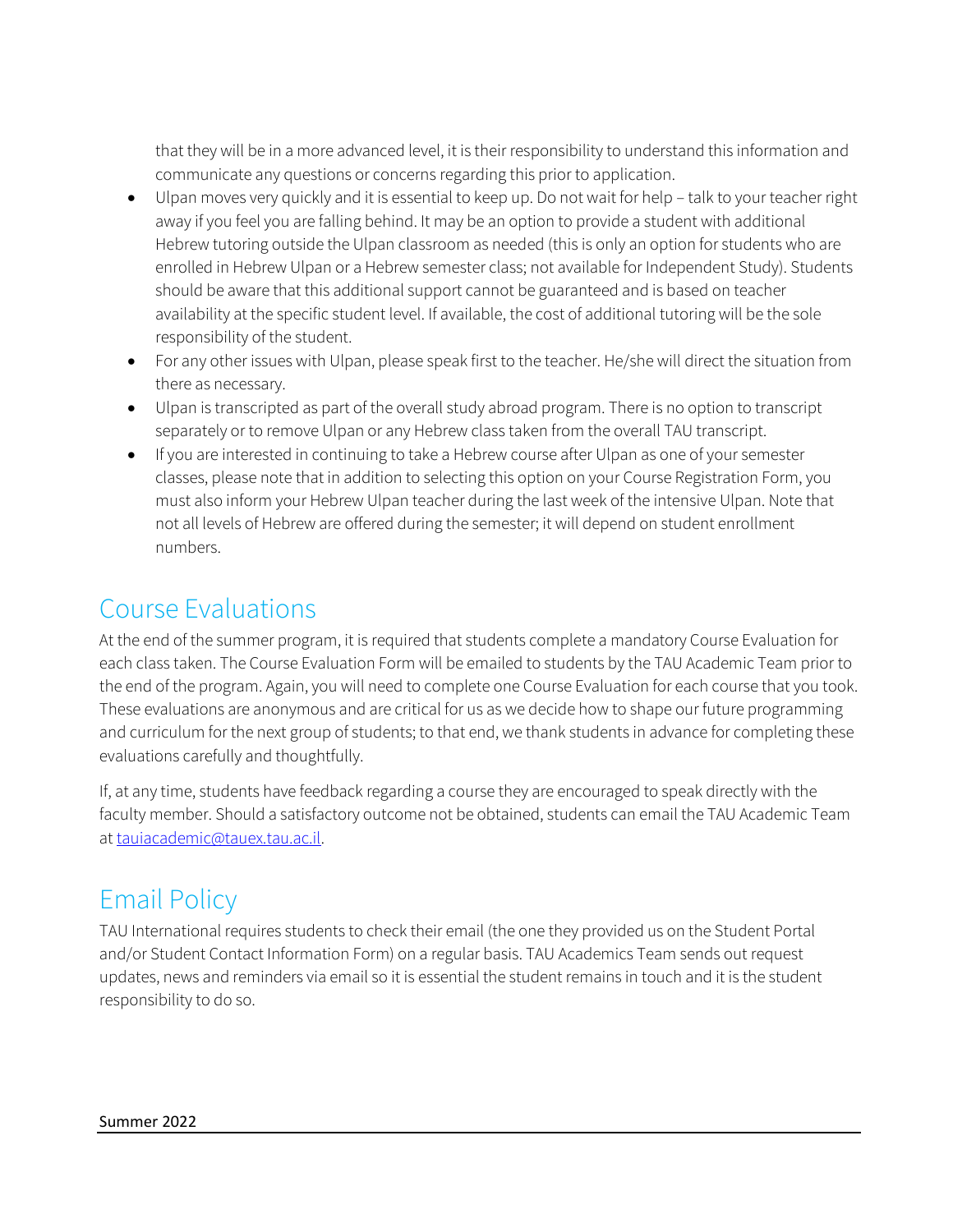that they will be in a more advanced level, it is their responsibility to understand this information and communicate any questions or concerns regarding this prior to application.

- Ulpan moves very quickly and it is essential to keep up. Do not wait for help – talk to your teacher right away if you feel you are falling behind. It may be an option to provide a student with additional Hebrew tutoring outside the Ulpan classroom as needed (this is only an option for students who are enrolled in Hebrew Ulpan or a Hebrew semester class; not available for Independent Study). Students should be aware that this additional support cannot be guaranteed and is based on teacher availability at the specific student level. If available, the cost of additional tutoring will be the sole responsibility of the student.
- For any other issues with Ulpan, please speak first to the teacher. He/she will direct the situation from there as necessary.
- Ulpan is transcripted as part of the overall study abroad program. There is no option to transcript separately or to remove Ulpan or any Hebrew class taken from the overall TAU transcript.
- If you are interested in continuing to take a Hebrew course after Ulpan as one of your semester classes, please note that in addition to selecting this option on your Course Registration Form, you must also inform your Hebrew Ulpan teacher during the last week of the intensive Ulpan. Note that not all levels of Hebrew are offered during the semester; it will depend on student enrollment numbers.

## Course Evaluations

At the end of the summer program, it is required that students complete a mandatory Course Evaluation for each class taken. The Course Evaluation Form will be emailed to students by the TAU Academic Team prior to the end of the program. Again, you will need to complete one Course Evaluation for each course that you took. These evaluations are anonymous and are critical for us as we decide how to shape our future programming and curriculum for the next group of students; to that end, we thank students in advance for completing these evaluations carefully and thoughtfully.

If, at any time, students have feedback regarding a course they are encouraged to speak directly with the faculty member. Should a satisfactory outcome not be obtained, students can email the TAU Academic Team at tauiacademic@tauex.tau.ac.il.

## Email Policy

TAU International requires students to check their email (the one they provided us on the Student Portal and/or Student Contact Information Form) on a regular basis. TAU Academics Team sends out request updates, news and reminders via email so it is essential the student remains in touch and it is the student responsibility to do so.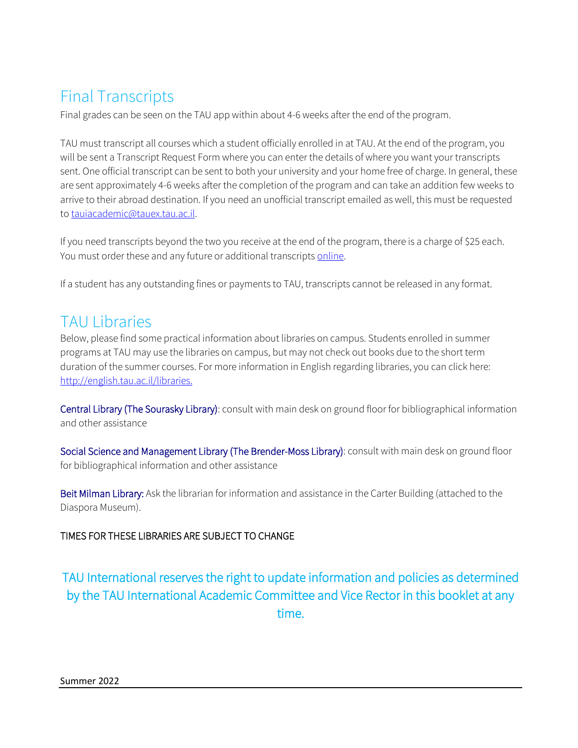## Final Transcripts

Final grades can be seen on the TAU app within about 4-6 weeks after the end of the program.

TAU must transcript all courses which a student officially enrolled in at TAU. At the end of the program, you will be sent a Transcript Request Form where you can enter the details of where you want your transcripts sent. One official transcript can be sent to both your university and your home free of charge. In general, these are sent approximately 4-6 weeks after the completion of the program and can take an addition few weeks to arrive to their abroad destination. If you need an unofficial transcript emailed as well, this must be requested to tauiacademic@tauex.tau.ac.il.

If you need transcripts beyond the two you receive at the end of the program, there is a charge of $25 each. You must order these and any future or additional transcripts online.

If a student has any outstanding fines or payments to TAU, transcripts cannot be released in any format.

## TAU Libraries

Below, please find some practical information about libraries on campus. Students enrolled in summer programs at TAU may use the libraries on campus, but may not check out books due to the short term duration of the summer courses. For more information in English regarding libraries, you can click here: http://english.tau.ac.il/libraries.

Central Library (The Sourasky Library): consult with main desk on ground floor for bibliographical information and other assistance

Social Science and Management Library (The Brender-Moss Library): consult with main desk on ground floor for bibliographical information and other assistance

Beit Milman Library: Ask the librarian for information and assistance in the Carter Building (attached to the Diaspora Museum).

TIMES FOR THESE LIBRARIES ARE SUBJECT TO CHANGE

TAU International reserves the right to update information and policies as determined by the TAU International Academic Committee and Vice Rector in this booklet at any time.